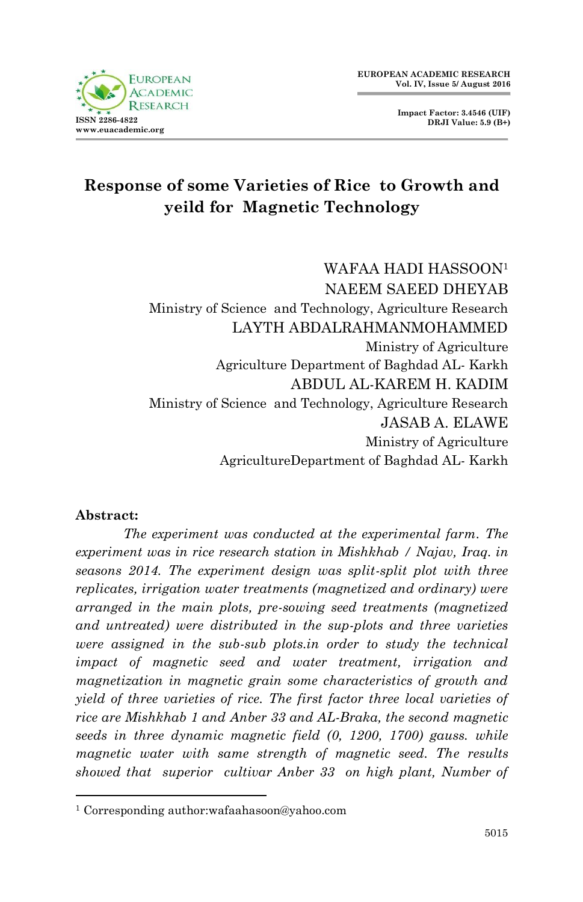# Response of some Varieties of Rice to Growth and yeild for Magnetic Technology

WAFAA HADI HASSOON[1]
NAEEM SAEED DHEYAB
Ministry of Science and Technology, Agriculture Research
LAYTH ABDALRAHMANMOHAMMED
Ministry of Agriculture
Agriculture Department of Baghdad AL- Karkh
ABDUL AL-KAREM H. KADIM
Ministry of Science and Technology, Agriculture Research
JASAB A. ELAWE
Ministry of Agriculture
AgricultureDepartment of Baghdad AL- Karkh

**Abstract:**

*The experiment was conducted at the experimental farm. The experiment was in rice research station in Mishkhab / Najav, Iraq. in seasons 2014. The experiment design was split-split plot with three replicates, irrigation water treatments (magnetized and ordinary) were arranged in the main plots, pre-sowing seed treatments (magnetized and untreated) were distributed in the sup-plots and three varieties were assigned in the sub-sub plots.in order to study the technical impact of magnetic seed and water treatment, irrigation and magnetization in magnetic grain some characteristics of growth and yield of three varieties of rice. The first factor three local varieties of rice are Mishkhab 1 and Anber 33 and AL-Braka, the second magnetic seeds in three dynamic magnetic field (0, 1200, 1700) gauss. while magnetic water with same strength of magnetic seed. The results showed that superior cultivar Anber 33 on high plant, Number of*

[1] Corresponding author:wafaahasoon@yahoo.com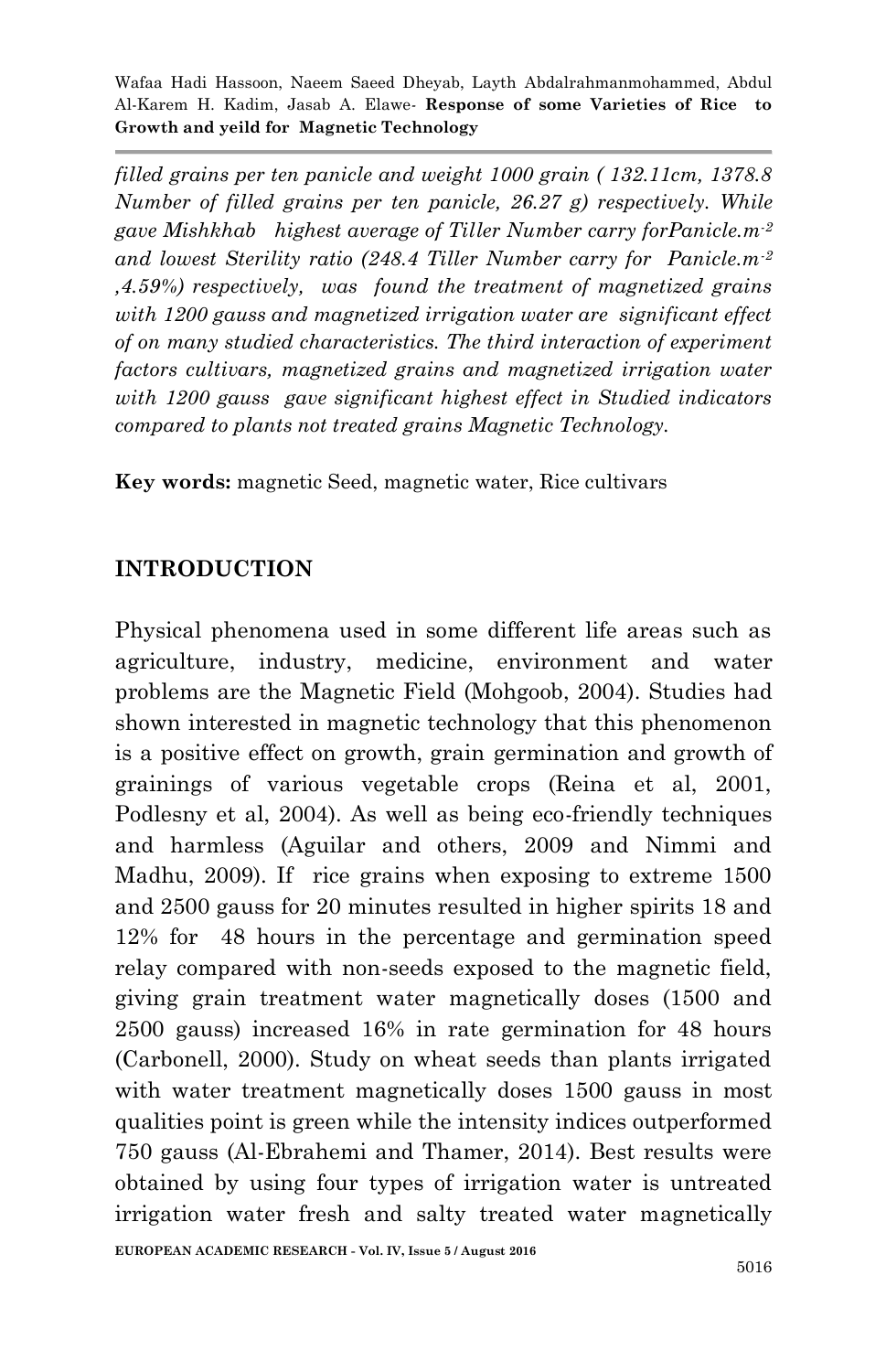*filled grains per ten panicle and weight 1000 grain ( 132.11cm, 1378.8 Number of filled grains per ten panicle, 26.27 g) respectively. While gave Mishkkhab highest average of Tiller Number carry forPanicle.m$^{-2}$ and lowest Sterility ratio (248.4 Tiller Number carry for Panicle.m$^{-2}$ ,4.59%) respectively, was found the treatment of magnetized grains with 1200 gauss and magnetized irrigation water are significant effect of on many studied characteristics. The third interaction of experiment factors cultivars, magnetized grains and magnetized irrigation water with 1200 gauss gave significant highest effect in Studied indicators compared to plants not treated grains Magnetic Technology.*

**Key words:** magnetic Seed, magnetic water, Rice cultivars

## INTRODUCTION

Physical phenomena used in some different life areas such as agriculture, industry, medicine, environment and water problems are the Magnetic Field (Mohgoob, 2004). Studies had shown interested in magnetic technology that this phenomenon is a positive effect on growth, grain germination and growth of grainings of various vegetable crops (Reina et al, 2001, Podlesny et al, 2004). As well as being eco-friendly techniques and harmless (Aguilar and others, 2009 and Nimmi and Madhu, 2009). If rice grains when exposing to extreme 1500 and 2500 gauss for 20 minutes resulted in higher spirits 18 and 12% for 48 hours in the percentage and germination speed relay compared with non-seeds exposed to the magnetic field, giving grain treatment water magnetically doses (1500 and 2500 gauss) increased 16% in rate germination for 48 hours (Carbonell, 2000). Study on wheat seeds than plants irrigated with water treatment magnetically doses 1500 gauss in most qualities point is green while the intensity indices outperformed 750 gauss (Al-Ebrahemi and Thamer, 2014). Best results were obtained by using four types of irrigation water is untreated irrigation water fresh and salty treated water magnetically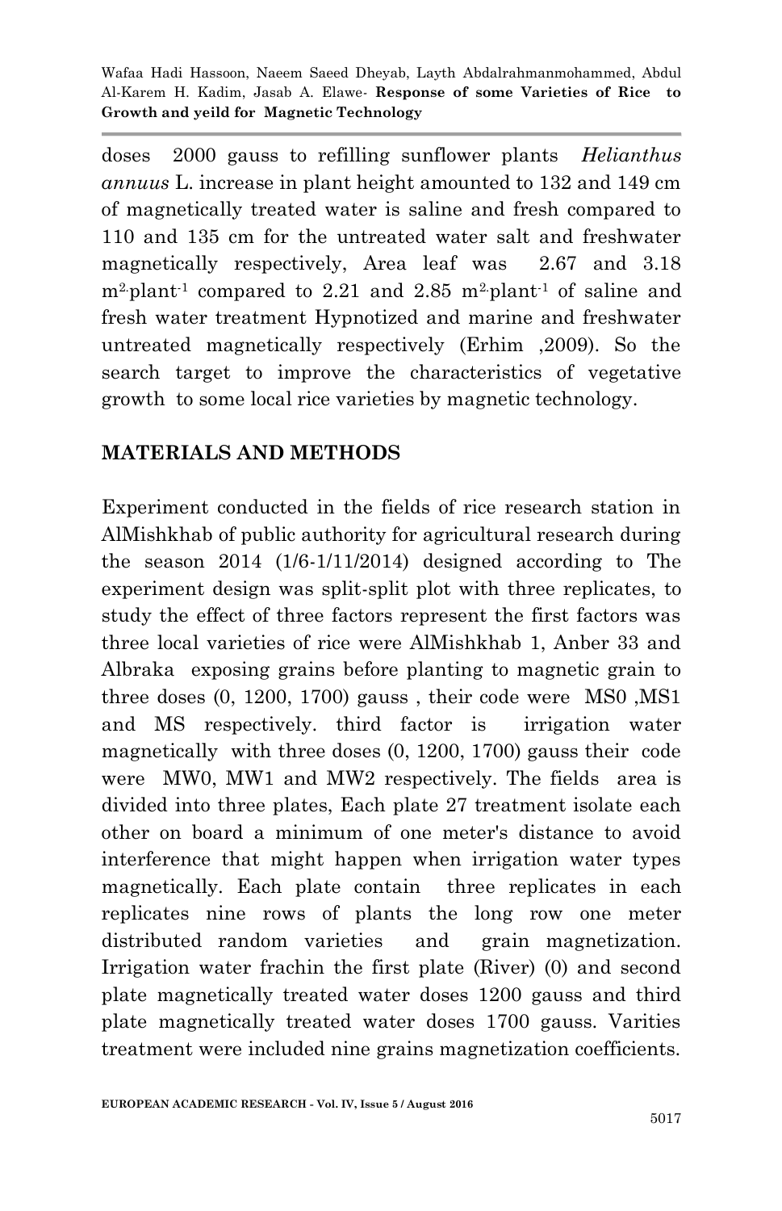doses 2000 gauss to refilling sunflower plants *Helianthus annuus* L. increase in plant height amounted to 132 and 149 cm of magnetically treated water is saline and fresh compared to 110 and 135 cm for the untreated water salt and freshwater magnetically respectively, Area leaf was 2.67 and 3.18 $m^2 \cdot plant^{-1}$ compared to 2.21 and 2.85 $m^2 \cdot plant^{-1}$ of saline and fresh water treatment Hypnotized and marine and freshwater untreated magnetically respectively (Erhim ,2009). So the search target to improve the characteristics of vegetative growth to some local rice varieties by magnetic technology.

## MATERIALS AND METHODS

Experiment conducted in the fields of rice research station in AlMishkhab of public authority for agricultural research during the season 2014 (1/6-1/11/2014) designed according to The experiment design was split-split plot with three replicates, to study the effect of three factors represent the first factors was three local varieties of rice were AlMishkhab 1, Anber 33 and Albraka exposing grains before planting to magnetic grain to three doses (0, 1200, 1700) gauss , their code were MS0 ,MS1 and MS respectively. third factor is irrigation water magnetically with three doses (0, 1200, 1700) gauss their code were MW0, MW1 and MW2 respectively. The fields area is divided into three plates, Each plate 27 treatment isolate each other on board a minimum of one meter's distance to avoid interference that might happen when irrigation water types magnetically. Each plate contain three replicates in each replicates nine rows of plants the long row one meter distributed random varieties and grain magnetization. Irrigation water frachin the first plate (River) (0) and second plate magnetically treated water doses 1200 gauss and third plate magnetically treated water doses 1700 gauss. Varities treatment were included nine grains magnetization coefficients.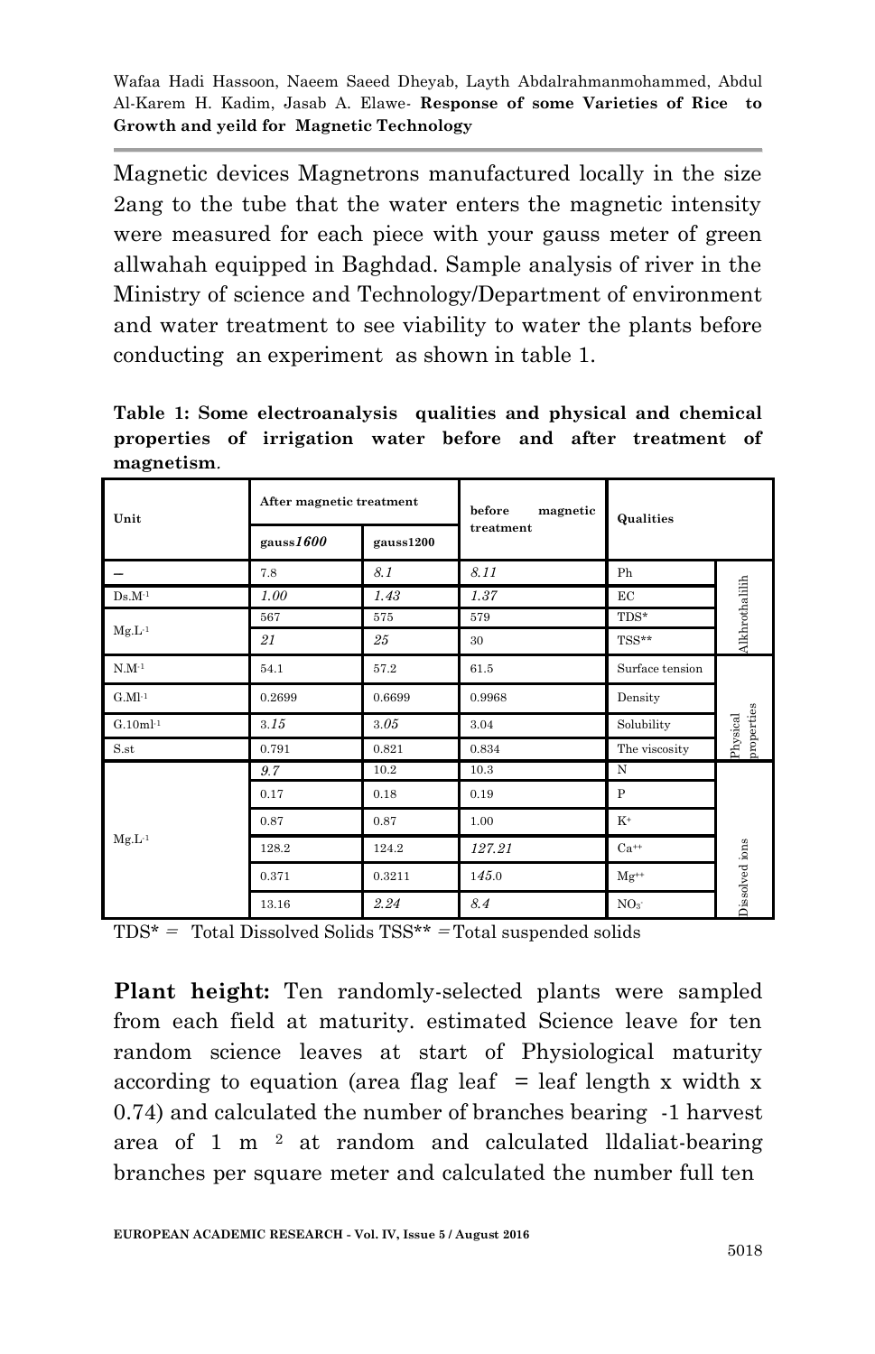Magnetic devices Magnetrons manufactured locally in the size 2ang to the tube that the water enters the magnetic intensity were measured for each piece with your gauss meter of green allwahah equipped in Baghdad. Sample analysis of river in the Ministry of science and Technology/Department of environment and water treatment to see viability to water the plants before conducting an experiment as shown in table 1.

**Table 1: Some electroanalysis qualities and physical and chemical properties of irrigation water before and after treatment of magnetism**.

| Unit | After magnetic treatment | | before magnetic treatment | Qualities | |
|---|---|---|---|---|---|
| | gauss*1600* | gauss1200 | | | |
| – | 7.8 | *8.1* | *8.11* | Ph | Alkhrothalilih |
| $Ds.M^{-1}$ | *1.00* | *1.43* | *1.37* | EC | |
| $Mg.L^{-1}$ | 567 | 575 | 579 | TDS* | |
| | *21* | *25* | 30 | TSS** | |
| $N.M^{-1}$ | 54.1 | 57.2 | 61.5 | Surface tension | Physical properties |
| $G.Ml^{-1}$ | 0.2699 | 0.6699 | 0.9968 | Density | |
| $G.10ml^{-1}$ | 3*.15* | 3*.05* | 3.04 | Solubility | |
| S.st | 0.791 | 0.821 | 0.834 | The viscosity | |
| $Mg.L^{-1}$ | *9.7* | 10.2 | 10.3 | N | Dissolved ions |
| | 0.17 | 0.18 | 0.19 | P | |
| | 0.87 | 0.87 | 1.00 | $K^{+}$ | |
| | 128.2 | 124.2 | *127.21* | $Ca^{++}$ | |
| | 0.371 | 0.3211 | 1*45*.0 | $Mg^{++}$ | |
| | 13.16 | *2.24* | *8.4* | $NO_3^{-}$ | |

TDS* = Total Dissolved Solids TSS** =Total suspended solids

**Plant height:** Ten randomly-selected plants were sampled from each field at maturity. estimated Science leave for ten random science leaves at start of Physiological maturity according to equation (area flag leaf = leaf length x width x 0.74) and calculated the number of branches bearing -1 harvest area of 1 m $^{2}$ at random and calculated lldaliat-bearing branches per square meter and calculated the number full ten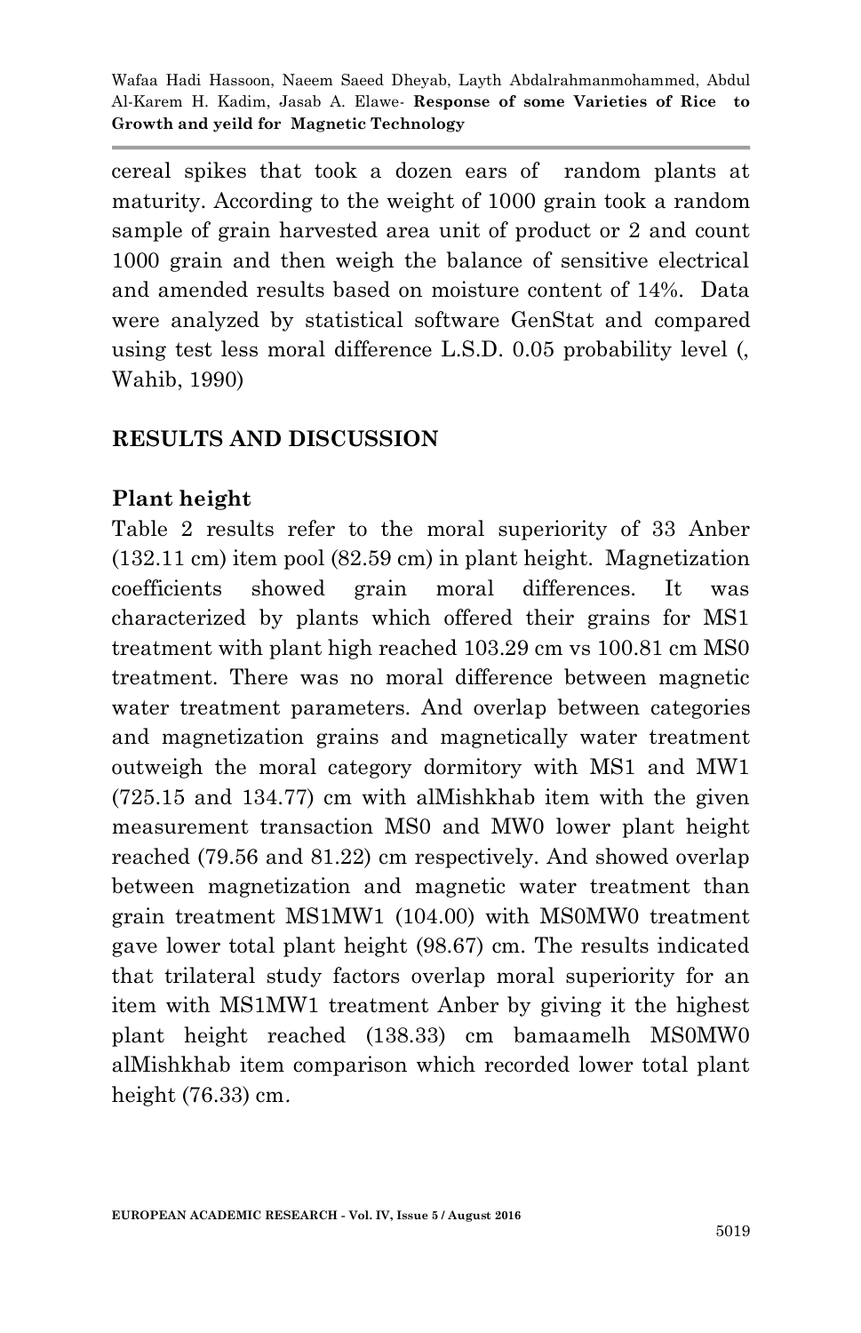cereal spikes that took a dozen ears of random plants at maturity. According to the weight of 1000 grain took a random sample of grain harvested area unit of product or 2 and count 1000 grain and then weigh the balance of sensitive electrical and amended results based on moisture content of 14%. Data were analyzed by statistical software GenStat and compared using test less moral difference L.S.D. 0.05 probability level (, Wahib, 1990)

## RESULTS AND DISCUSSION

### Plant height

Table 2 results refer to the moral superiority of 33 Anber (132.11 cm) item pool (82.59 cm) in plant height. Magnetization coefficients showed grain moral differences. It was characterized by plants which offered their grains for MS1 treatment with plant high reached 103.29 cm vs 100.81 cm MS0 treatment. There was no moral difference between magnetic water treatment parameters. And overlap between categories and magnetization grains and magnetically water treatment outweigh the moral category dormitory with MS1 and MW1 (725.15 and 134.77) cm with alMishkhab item with the given measurement transaction MS0 and MW0 lower plant height reached (79.56 and 81.22) cm respectively. And showed overlap between magnetization and magnetic water treatment than grain treatment MS1MW1 (104.00) with MS0MW0 treatment gave lower total plant height (98.67) cm. The results indicated that trilateral study factors overlap moral superiority for an item with MS1MW1 treatment Anber by giving it the highest plant height reached (138.33) cm bamaamelh MS0MW0 alMishkhab item comparison which recorded lower total plant height (76.33) cm.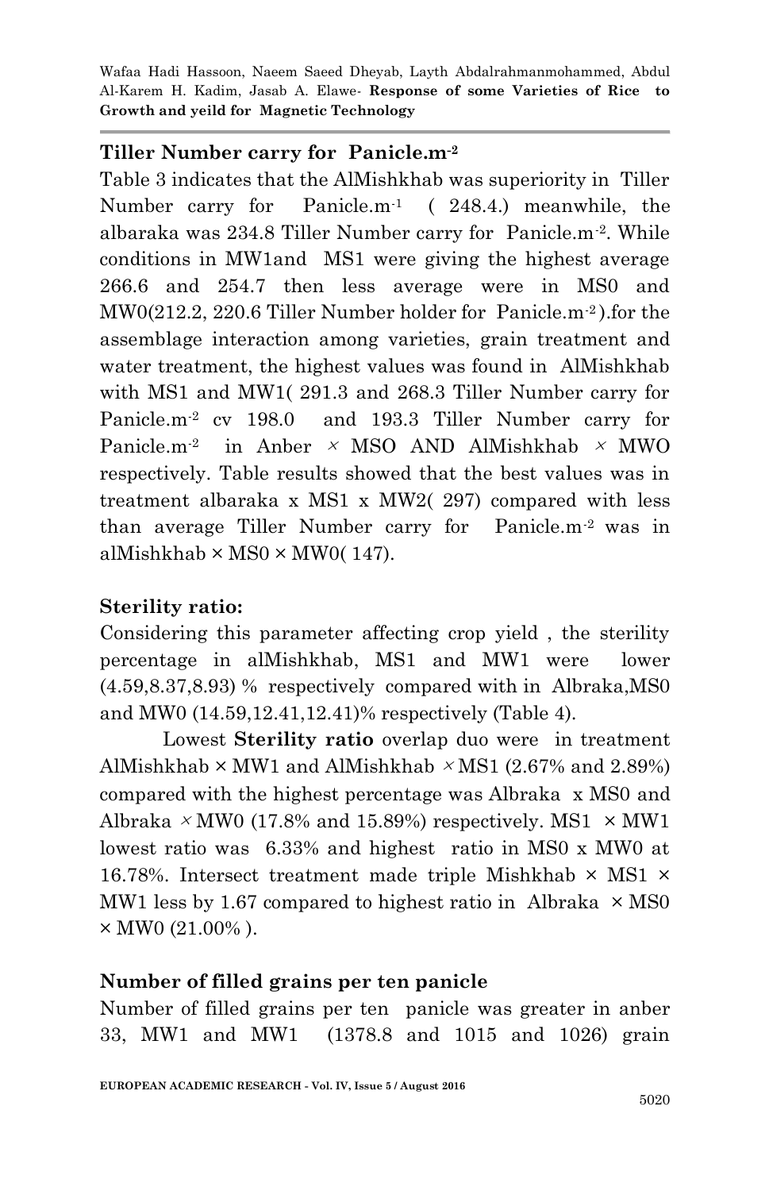### Tiller Number carry for Panicle.m$^{-2}$

Table 3 indicates that the AlMishkhab was superiority in Tiller Number carry for Panicle.m$^{-1}$ ( 248.4.) meanwhile, the albaraka was 234.8 Tiller Number carry for Panicle.m$^{-2}$. While conditions in MW1and MS1 were giving the highest average 266.6 and 254.7 then less average were in MS0 and MW0(212.2, 220.6 Tiller Number holder for Panicle.m$^{-2}$ ).for the assemblage interaction among varieties, grain treatment and water treatment, the highest values was found in AlMishkhab with MS1 and MW1( 291.3 and 268.3 Tiller Number carry for Panicle.m$^{-2}$ cv 198.0 and 193.3 Tiller Number carry for Panicle.m$^{-2}$ in Anber × MSO AND AlMishkhab × MWO respectively. Table results showed that the best values was in treatment albaraka x MS1 x MW2( 297) compared with less than average Tiller Number carry for Panicle.m$^{-2}$ was in alMishkhab × MS0 × MW0( 147).

### Sterility ratio:

Considering this parameter affecting crop yield , the sterility percentage in alMishkhab, MS1 and MW1 were lower (4.59,8.37,8.93) % respectively compared with in Albraka,MS0 and MW0 (14.59,12.41,12.41)% respectively (Table 4).

Lowest **Sterility ratio** overlap duo were in treatment AlMishkhab × MW1 and AlMishkhab × MS1 (2.67% and 2.89%) compared with the highest percentage was Albraka x MS0 and Albraka × MW0 (17.8% and 15.89%) respectively. MS1 × MW1 lowest ratio was 6.33% and highest ratio in MS0 x MW0 at 16.78%. Intersect treatment made triple Mishkhab × MS1 × MW1 less by 1.67 compared to highest ratio in Albraka × MS0 × MW0 (21.00% ).

### Number of filled grains per ten panicle

Number of filled grains per ten panicle was greater in anber 33, MW1 and MW1 (1378.8 and 1015 and 1026) grain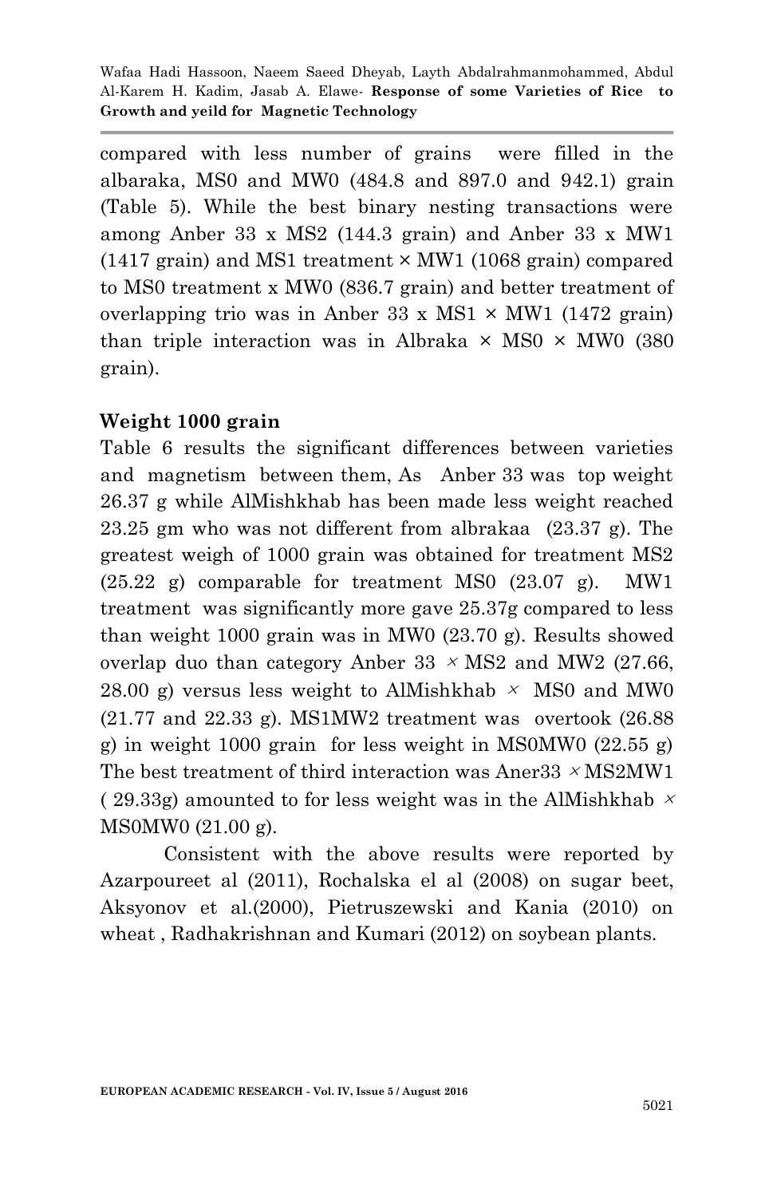compared with less number of grains were filled in the albaraka, MS0 and MW0 (484.8 and 897.0 and 942.1) grain (Table 5). While the best binary nesting transactions were among Anber 33 x MS2 (144.3 grain) and Anber 33 x MW1 (1417 grain) and MS1 treatment × MW1 (1068 grain) compared to MS0 treatment x MW0 (836.7 grain) and better treatment of overlapping trio was in Anber 33 x MS1 × MW1 (1472 grain) than triple interaction was in Albraka × MS0 × MW0 (380 grain).

**Weight 1000 grain**

Table 6 results the significant differences between varieties and magnetism between them, As Anber 33 was top weight 26.37 g while AlMishkhab has been made less weight reached 23.25 gm who was not different from albrakaa (23.37 g). The greatest weigh of 1000 grain was obtained for treatment MS2 (25.22 g) comparable for treatment MS0 (23.07 g). MW1 treatment was significantly more gave 25.37g compared to less than weight 1000 grain was in MW0 (23.70 g). Results showed overlap duo than category Anber 33 × MS2 and MW2 (27.66, 28.00 g) versus less weight to AlMishkhab × MS0 and MW0 (21.77 and 22.33 g). MS1MW2 treatment was overtook (26.88 g) in weight 1000 grain for less weight in MS0MW0 (22.55 g) The best treatment of third interaction was Aner33 × MS2MW1 ( 29.33g) amounted to for less weight was in the AlMishkhab × MS0MW0 (21.00 g).

Consistent with the above results were reported by Azarpoureet al (2011), Rochalska el al (2008) on sugar beet, Aksyonov et al.(2000), Pietruszewski and Kania (2010) on wheat , Radhakrishnan and Kumari (2012) on soybean plants.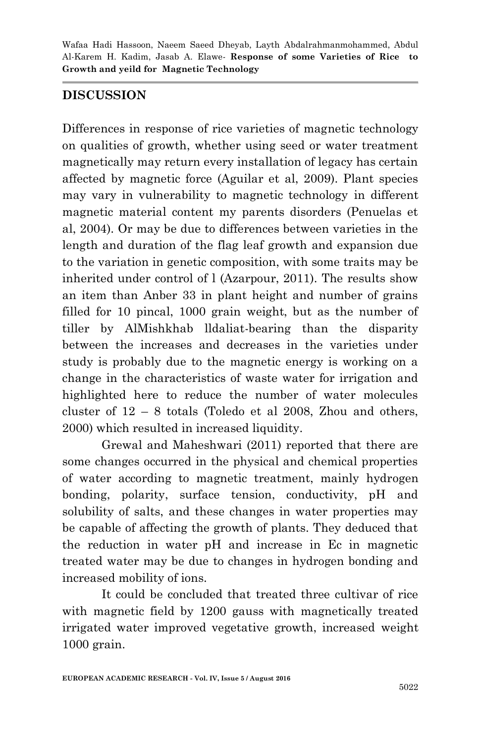## DISCUSSION

Differences in response of rice varieties of magnetic technology on qualities of growth, whether using seed or water treatment magnetically may return every installation of legacy has certain affected by magnetic force (Aguilar et al, 2009). Plant species may vary in vulnerability to magnetic technology in different magnetic material content my parents disorders (Penuelas et al, 2004). Or may be due to differences between varieties in the length and duration of the flag leaf growth and expansion due to the variation in genetic composition, with some traits may be inherited under control of l (Azarpour, 2011). The results show an item than Anber 33 in plant height and number of grains filled for 10 pincal, 1000 grain weight, but as the number of tiller by AlMishkhab lldaliat-bearing than the disparity between the increases and decreases in the varieties under study is probably due to the magnetic energy is working on a change in the characteristics of waste water for irrigation and highlighted here to reduce the number of water molecules cluster of 12 – 8 totals (Toledo et al 2008, Zhou and others, 2000) which resulted in increased liquidity.

Grewal and Maheshwari (2011) reported that there are some changes occurred in the physical and chemical properties of water according to magnetic treatment, mainly hydrogen bonding, polarity, surface tension, conductivity, pH and solubility of salts, and these changes in water properties may be capable of affecting the growth of plants. They deduced that the reduction in water pH and increase in Ec in magnetic treated water may be due to changes in hydrogen bonding and increased mobility of ions.

It could be concluded that treated three cultivar of rice with magnetic field by 1200 gauss with magnetically treated irrigated water improved vegetative growth, increased weight 1000 grain.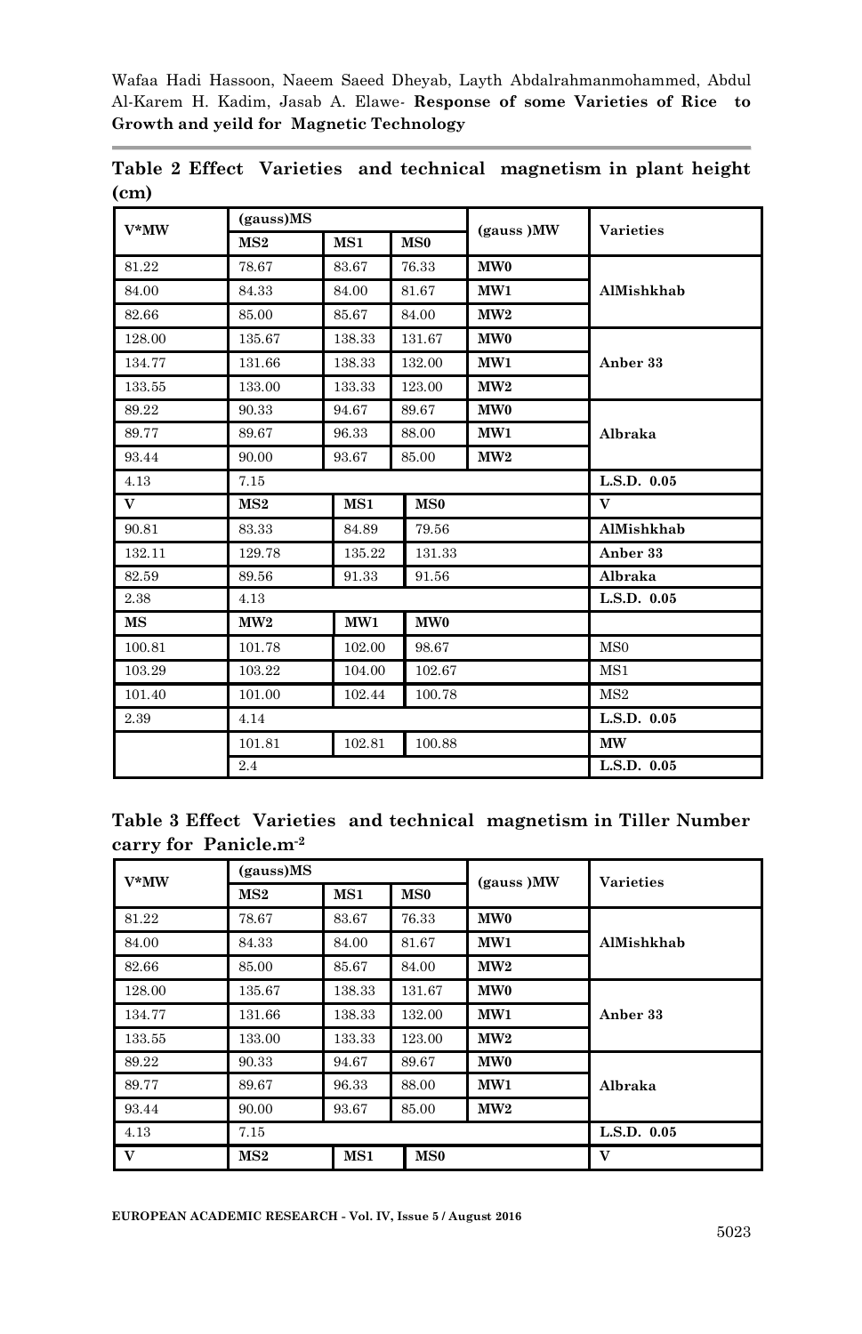**Table 2 Effect Varieties and technical magnetism in plant height (cm)**

| V*MW | (gauss)MS | | | (gauss )MW | Varieties |
|---|---|---|---|---|---|
| | MS2 | MS1 | MS0 | | |
| 81.22 | 78.67 | 83.67 | 76.33 | MW0 | AlMishkhab |
| 84.00 | 84.33 | 84.00 | 81.67 | MW1 | |
| 82.66 | 85.00 | 85.67 | 84.00 | MW2 | |
| 128.00 | 135.67 | 138.33 | 131.67 | MW0 | Anber 33 |
| 134.77 | 131.66 | 138.33 | 132.00 | MW1 | |
| 133.55 | 133.00 | 133.33 | 123.00 | MW2 | |
| 89.22 | 90.33 | 94.67 | 89.67 | MW0 | Albraka |
| 89.77 | 89.67 | 96.33 | 88.00 | MW1 | |
| 93.44 | 90.00 | 93.67 | 85.00 | MW2 | |
| 4.13 | 7.15 | | | | L.S.D. 0.05 |
| V | MS2 | MS1 | MS0 | | V |
| 90.81 | 83.33 | 84.89 | 79.56 | | AlMishkhab |
| 132.11 | 129.78 | 135.22 | 131.33 | | Anber 33 |
| 82.59 | 89.56 | 91.33 | 91.56 | | Albraka |
| 2.38 | 4.13 | | | | L.S.D. 0.05 |
| MS | MW2 | MW1 | MW0 | | |
| 100.81 | 101.78 | 102.00 | 98.67 | | MS0 |
| 103.29 | 103.22 | 104.00 | 102.67 | | MS1 |
| 101.40 | 101.00 | 102.44 | 100.78 | | MS2 |
| 2.39 | 4.14 | | | | L.S.D. 0.05 |
| | 101.81 | 102.81 | 100.88 | | MW |
| | 2.4 | | | | L.S.D. 0.05 |

**Table 3 Effect Varieties and technical magnetism in Tiller Number carry for Panicle.m$^{-2}$**

| V*MW | (gauss)MS | | | (gauss )MW | Varieties |
|---|---|---|---|---|---|
| | MS2 | MS1 | MS0 | | |
| 81.22 | 78.67 | 83.67 | 76.33 | MW0 | AlMishkhab |
| 84.00 | 84.33 | 84.00 | 81.67 | MW1 | |
| 82.66 | 85.00 | 85.67 | 84.00 | MW2 | |
| 128.00 | 135.67 | 138.33 | 131.67 | MW0 | Anber 33 |
| 134.77 | 131.66 | 138.33 | 132.00 | MW1 | |
| 133.55 | 133.00 | 133.33 | 123.00 | MW2 | |
| 89.22 | 90.33 | 94.67 | 89.67 | MW0 | Albraka |
| 89.77 | 89.67 | 96.33 | 88.00 | MW1 | |
| 93.44 | 90.00 | 93.67 | 85.00 | MW2 | |
| 4.13 | 7.15 | | | | L.S.D. 0.05 |
| V | MS2 | MS1 | MS0 | | V |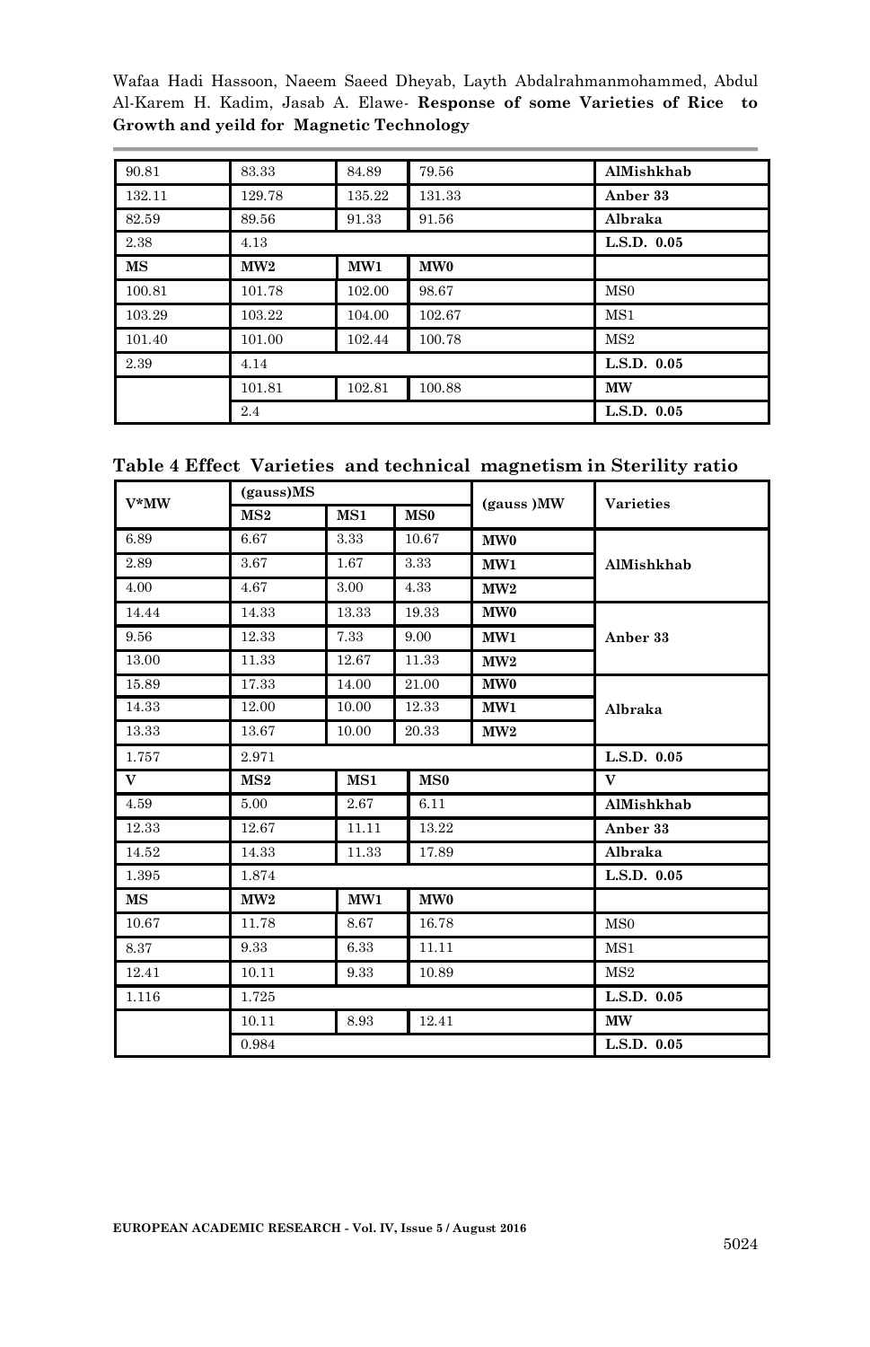| | | | | |
|---|---|---|---|---|
| 90.81 | 83.33 | 84.89 | 79.56 | AlMishkhab |
| 132.11 | 129.78 | 135.22 | 131.33 | Anber 33 |
| 82.59 | 89.56 | 91.33 | 91.56 | Albraka |
| 2.38 | 4.13 | | | L.S.D. 0.05 |
| **MS** | **MW2** | **MW1** | **MW0** | |
| 100.81 | 101.78 | 102.00 | 98.67 | MS0 |
| 103.29 | 103.22 | 104.00 | 102.67 | MS1 |
| 101.40 | 101.00 | 102.44 | 100.78 | MS2 |
| 2.39 | 4.14 | | | L.S.D. 0.05 |
| | 101.81 | 102.81 | 100.88 | **MW** |
| | 2.4 | | | L.S.D. 0.05 |

**Table 4 Effect Varieties and technical magnetism in Sterility ratio**

| V*MW | (gauss)MS | | | (gauss )MW | Varieties |
|---|---|---|---|---|---|
| | MS2 | MS1 | MS0 | | |
| 6.89 | 6.67 | 3.33 | 10.67 | MW0 | AlMishkhab |
| 2.89 | 3.67 | 1.67 | 3.33 | MW1 | |
| 4.00 | 4.67 | 3.00 | 4.33 | MW2 | |
| 14.44 | 14.33 | 13.33 | 19.33 | MW0 | Anber 33 |
| 9.56 | 12.33 | 7.33 | 9.00 | MW1 | |
| 13.00 | 11.33 | 12.67 | 11.33 | MW2 | |
| 15.89 | 17.33 | 14.00 | 21.00 | MW0 | Albraka |
| 14.33 | 12.00 | 10.00 | 12.33 | MW1 | |
| 13.33 | 13.67 | 10.00 | 20.33 | MW2 | |
| 1.757 | 2.971 | | | | L.S.D. 0.05 |
| **V** | **MS2** | **MS1** | **MS0** | | **V** |
| 4.59 | 5.00 | 2.67 | 6.11 | | AlMishkhab |
| 12.33 | 12.67 | 11.11 | 13.22 | | Anber 33 |
| 14.52 | 14.33 | 11.33 | 17.89 | | Albraka |
| 1.395 | 1.874 | | | | L.S.D. 0.05 |
| **MS** | **MW2** | **MW1** | **MW0** | | |
| 10.67 | 11.78 | 8.67 | 16.78 | | MS0 |
| 8.37 | 9.33 | 6.33 | 11.11 | | MS1 |
| 12.41 | 10.11 | 9.33 | 10.89 | | MS2 |
| 1.116 | 1.725 | | | | L.S.D. 0.05 |
| | 10.11 | 8.93 | 12.41 | | **MW** |
| | 0.984 | | | | L.S.D. 0.05 |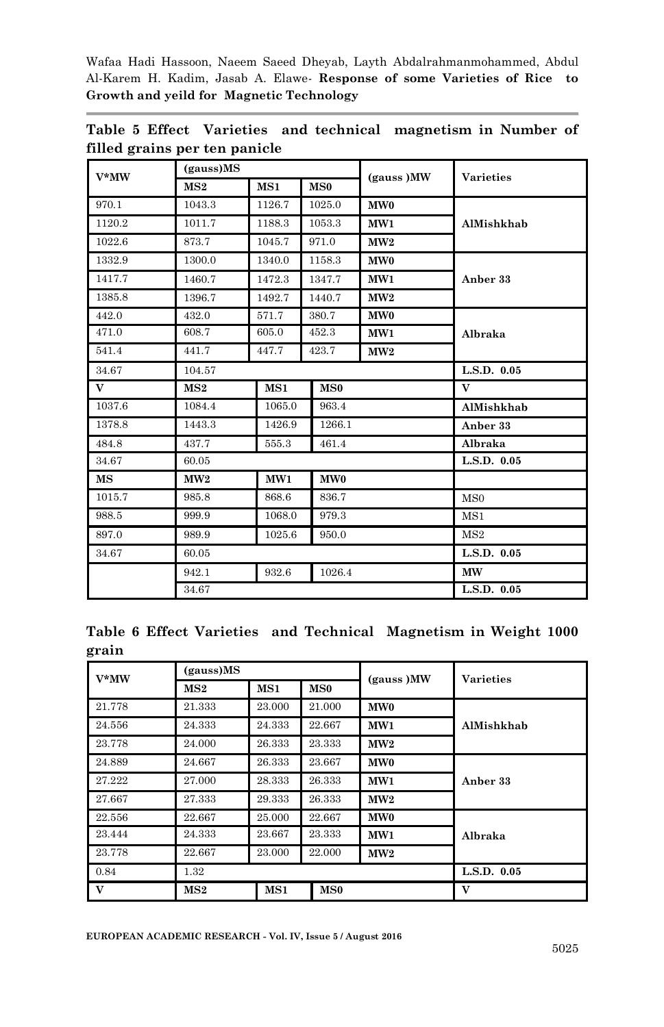**Table 5 Effect Varieties and technical magnetism in Number of filled grains per ten panicle**

| V*MW | (gauss)MS | | | (gauss )MW | Varieties |
|---|---|---|---|---|---|
| | MS2 | MS1 | MS0 | | |
| 970.1 | 1043.3 | 1126.7 | 1025.0 | MW0 | AlMishkhab |
| 1120.2 | 1011.7 | 1188.3 | 1053.3 | MW1 | |
| 1022.6 | 873.7 | 1045.7 | 971.0 | MW2 | |
| 1332.9 | 1300.0 | 1340.0 | 1158.3 | MW0 | Anber 33 |
| 1417.7 | 1460.7 | 1472.3 | 1347.7 | MW1 | |
| 1385.8 | 1396.7 | 1492.7 | 1440.7 | MW2 | |
| 442.0 | 432.0 | 571.7 | 380.7 | MW0 | Albraka |
| 471.0 | 608.7 | 605.0 | 452.3 | MW1 | |
| 541.4 | 441.7 | 447.7 | 423.7 | MW2 | |
| 34.67 | 104.57 | | | | L.S.D. 0.05 |
| V | MS2 | MS1 | MS0 | | V |
| 1037.6 | 1084.4 | 1065.0 | 963.4 | | AlMishkhab |
| 1378.8 | 1443.3 | 1426.9 | 1266.1 | | Anber 33 |
| 484.8 | 437.7 | 555.3 | 461.4 | | Albraka |
| 34.67 | 60.05 | | | | L.S.D. 0.05 |
| MS | MW2 | MW1 | MW0 | | |
| 1015.7 | 985.8 | 868.6 | 836.7 | | MS0 |
| 988.5 | 999.9 | 1068.0 | 979.3 | | MS1 |
| 897.0 | 989.9 | 1025.6 | 950.0 | | MS2 |
| 34.67 | 60.05 | | | | L.S.D. 0.05 |
| | 942.1 | 932.6 | 1026.4 | | MW |
| | 34.67 | | | | L.S.D. 0.05 |

**Table 6 Effect Varieties and Technical Magnetism in Weight 1000 grain**

| V*MW | (gauss)MS | | | (gauss )MW | Varieties |
|---|---|---|---|---|---|
| | MS2 | MS1 | MS0 | | |
| 21.778 | 21.333 | 23.000 | 21.000 | MW0 | AlMishkhab |
| 24.556 | 24.333 | 24.333 | 22.667 | MW1 | |
| 23.778 | 24.000 | 26.333 | 23.333 | MW2 | |
| 24.889 | 24.667 | 26.333 | 23.667 | MW0 | Anber 33 |
| 27.222 | 27.000 | 28.333 | 26.333 | MW1 | |
| 27.667 | 27.333 | 29.333 | 26.333 | MW2 | |
| 22.556 | 22.667 | 25.000 | 22.667 | MW0 | Albraka |
| 23.444 | 24.333 | 23.667 | 23.333 | MW1 | |
| 23.778 | 22.667 | 23.000 | 22.000 | MW2 | |
| 0.84 | 1.32 | | | | L.S.D. 0.05 |
| V | MS2 | MS1 | MS0 | | V |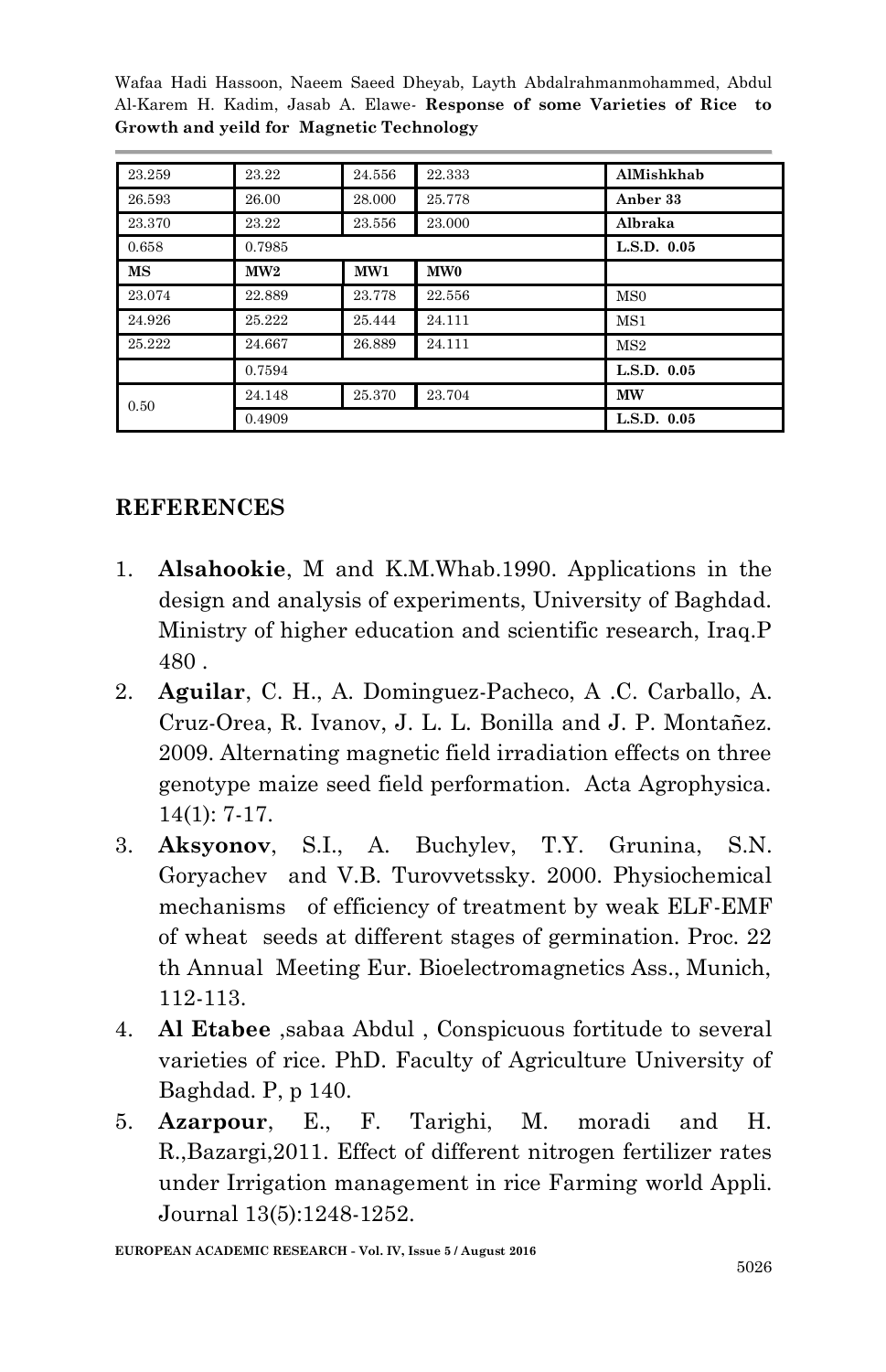| | | | | |
|---|---|---|---|---|
| 23.259 | 23.22 | 24.556 | 22.333 | **AlMishkhab** |
| 26.593 | 26.00 | 28.000 | 25.778 | **Anber 33** |
| 23.370 | 23.22 | 23.556 | 23.000 | **Albraka** |
| 0.658 | 0.7985 | | | **L.S.D. 0.05** |
| **MS** | **MW2** | **MW1** | **MW0** | |
| 23.074 | 22.889 | 23.778 | 22.556 | MS0 |
| 24.926 | 25.222 | 25.444 | 24.111 | MS1 |
| 25.222 | 24.667 | 26.889 | 24.111 | MS2 |
| | 0.7594 | | | **L.S.D. 0.05** |
| 0.50 | 24.148 | 25.370 | 23.704 | **MW** |
| | 0.4909 | | | **L.S.D. 0.05** |

## REFERENCES

1. **Alsahookie**, M and K.M.Whab.1990. Applications in the design and analysis of experiments, University of Baghdad. Ministry of higher education and scientific research, Iraq.P 480 .
2. **Aguilar**, C. H., A. Dominguez-Pacheco, A .C. Carballo, A. Cruz-Orea, R. Ivanov, J. L. L. Bonilla and J. P. Montañez. 2009. Alternating magnetic field irradiation effects on three genotype maize seed field performation. Acta Agrophysica. 14(1): 7-17.
3. **Aksyonov**, S.I., A. Buchylev, T.Y. Grunina, S.N. Goryachev and V.B. Turovvetssky. 2000. Physiochemical mechanisms of efficiency of treatment by weak ELF-EMF of wheat seeds at different stages of germination. Proc. 22 th Annual Meeting Eur. Bioelectromagnetics Ass., Munich, 112-113.
4. **Al Etabee** ,sabaa Abdul , Conspicuous fortitude to several varieties of rice. PhD. Faculty of Agriculture University of Baghdad. P, p 140.
5. **Azarpour**, E., F. Tarighi, M. moradi and H. R.,Bazargi,2011. Effect of different nitrogen fertilizer rates under Irrigation management in rice Farming world Appli. Journal 13(5):1248-1252.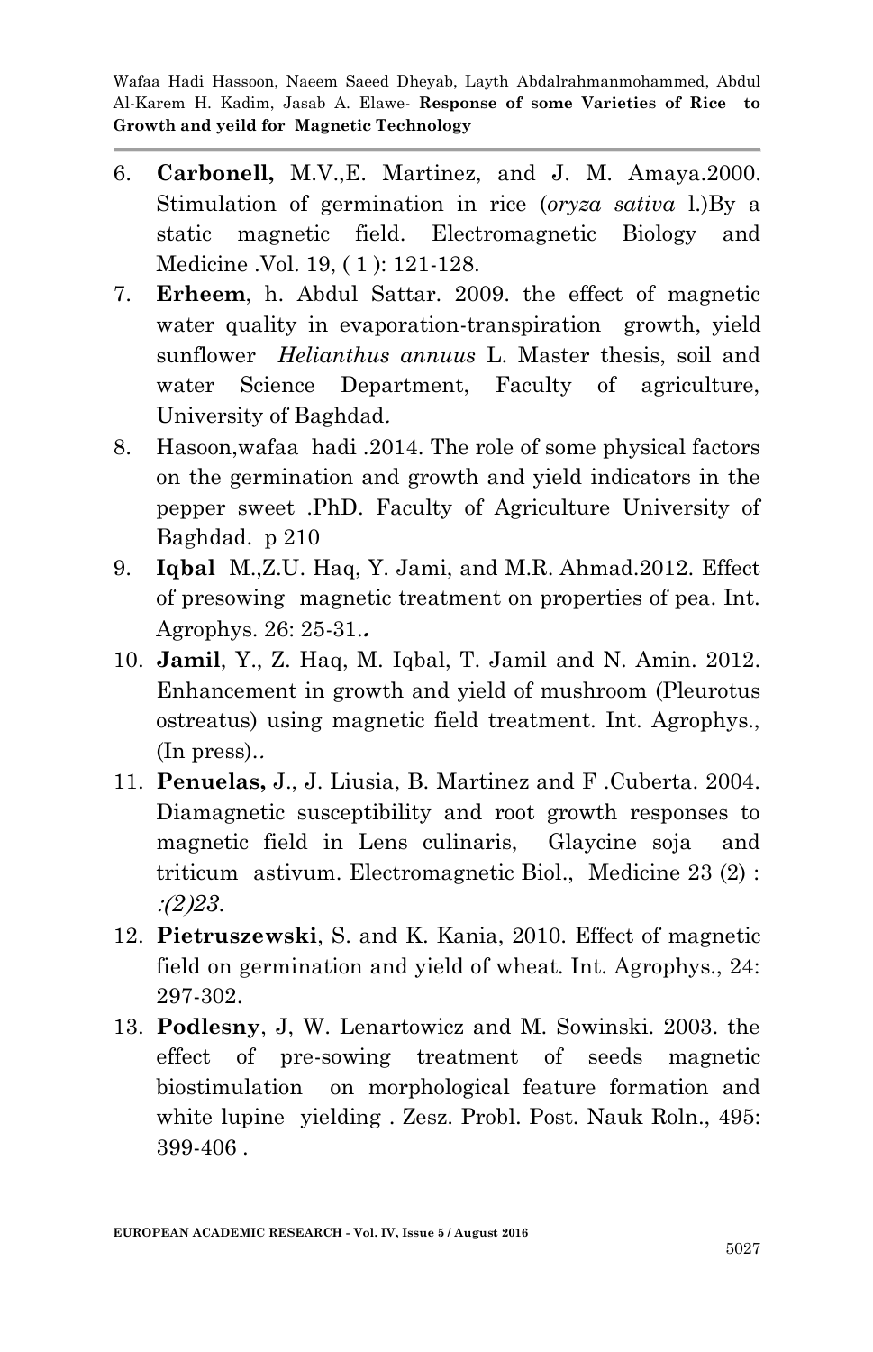6. **Carbonell,** M.V.,E. Martinez, and J. M. Amaya.2000. Stimulation of germination in rice (*oryza sativa* l.)By a static magnetic field. Electromagnetic Biology and Medicine .Vol. 19, ( 1 ): 121-128.
7. **Erheem**, h. Abdul Sattar. 2009. the effect of magnetic water quality in evaporation-transpiration growth, yield sunflower *Helianthus annuus* L. Master thesis, soil and water Science Department, Faculty of agriculture, University of Baghdad.
8. Hasoon,wafaa hadi .2014. The role of some physical factors on the germination and growth and yield indicators in the pepper sweet .PhD. Faculty of Agriculture University of Baghdad. p 210
9. **Iqbal** M.,Z.U. Haq, Y. Jami, and M.R. Ahmad.2012. Effect of presowing magnetic treatment on properties of pea. Int. Agrophys. 26: 25-31.**.**
10. **Jamil**, Y., Z. Haq, M. Iqbal, T. Jamil and N. Amin. 2012. Enhancement in growth and yield of mushroom (Pleurotus ostreatus) using magnetic field treatment. Int. Agrophys., (In press)..
11. **Penuelas,** J., J. Liusia, B. Martinez and F .Cuberta. 2004. Diamagnetic susceptibility and root growth responses to magnetic field in Lens culinaris, Glaycine soja and triticum astivum. Electromagnetic Biol., Medicine 23 (2) : *:(2)23.*
12. **Pietruszewski**, S. and K. Kania, 2010. Effect of magnetic field on germination and yield of wheat. Int. Agrophys., 24: 297-302.
13. **Podlesny**, J, W. Lenartowicz and M. Sowinski. 2003. the effect of pre-sowing treatment of seeds magnetic biostimulation on morphological feature formation and white lupine yielding . Zesz. Probl. Post. Nauk Roln., 495: 399-406 .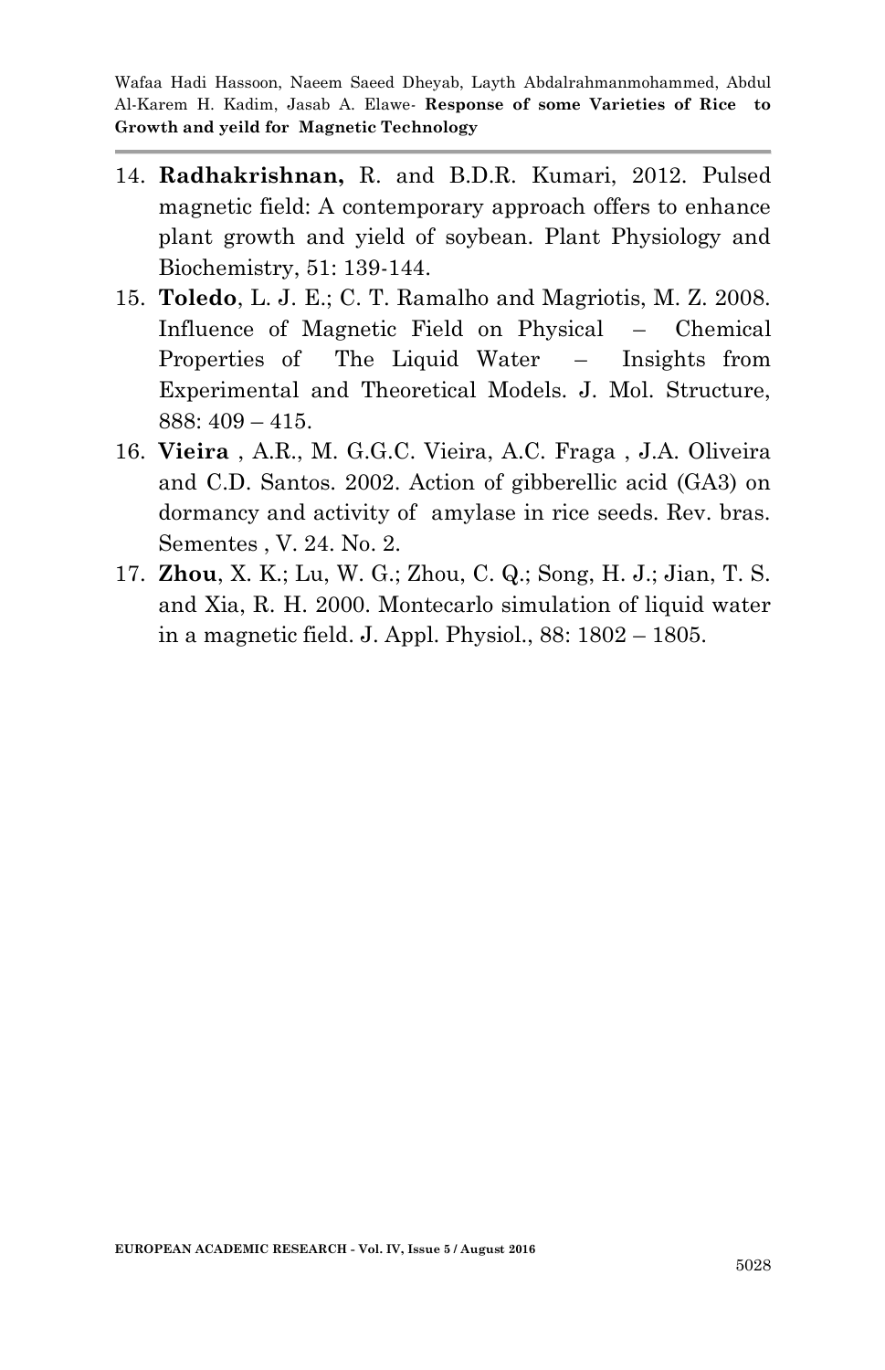14. **Radhakrishnan,** R. and B.D.R. Kumari, 2012. Pulsed magnetic field: A contemporary approach offers to enhance plant growth and yield of soybean. Plant Physiology and Biochemistry, 51: 139-144.
15. **Toledo**, L. J. E.; C. T. Ramalho and Magriotis, M. Z. 2008. Influence of Magnetic Field on Physical – Chemical Properties of The Liquid Water – Insights from Experimental and Theoretical Models. J. Mol. Structure, 888: 409 – 415.
16. **Vieira** , A.R., M. G.G.C. Vieira, A.C. Fraga , J.A. Oliveira and C.D. Santos. 2002. Action of gibberellic acid (GA3) on dormancy and activity of amylase in rice seeds. Rev. bras. Sementes , V. 24. No. 2.
17. **Zhou**, X. K.; Lu, W. G.; Zhou, C. Q.; Song, H. J.; Jian, T. S. and Xia, R. H. 2000. Montecarlo simulation of liquid water in a magnetic field. J. Appl. Physiol., 88: 1802 – 1805.